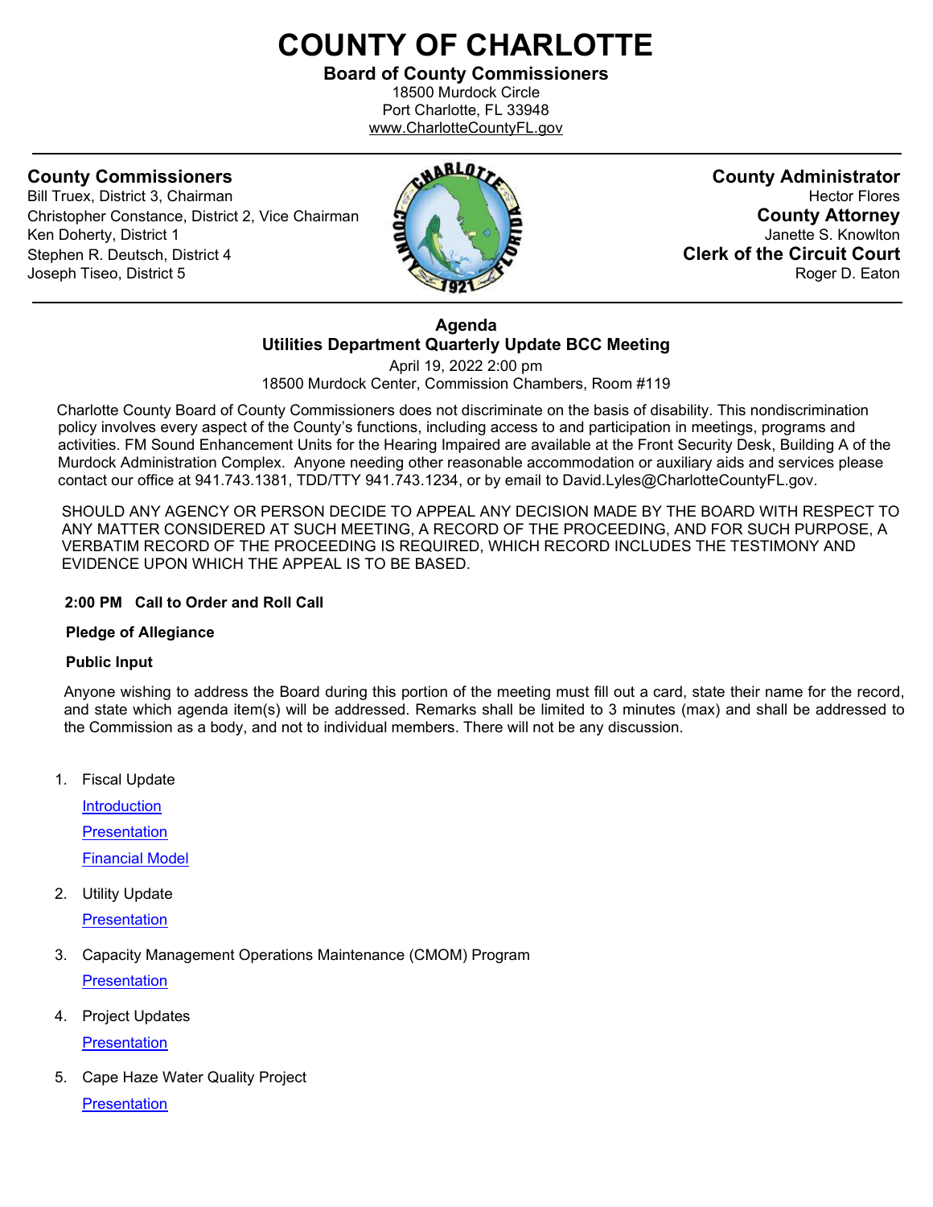# COUNTY OF CHARLOTTE

**Board of County Commissioners**
18500 Murdock Circle
Port Charlotte, FL 33948
www.CharlotteCountyFL.gov

---

## County Commissioners

Bill Truex, District 3, Chairman
Christopher Constance, District 2, Vice Chairman
Ken Doherty, District 1
Stephen R. Deutsch, District 4
Joseph Tiseo, District 5

## County Administrator

Hector Flores

## County Attorney

Janette S. Knowlton

## Clerk of the Circuit Court

Roger D. Eaton

---

**Agenda**
**Utilities Department Quarterly Update BCC Meeting**
April 19, 2022 2:00 pm
18500 Murdock Center, Commission Chambers, Room #119

Charlotte County Board of County Commissioners does not discriminate on the basis of disability. This nondiscrimination policy involves every aspect of the County's functions, including access to and participation in meetings, programs and activities. FM Sound Enhancement Units for the Hearing Impaired are available at the Front Security Desk, Building A of the Murdock Administration Complex. Anyone needing other reasonable accommodation or auxiliary aids and services please contact our office at 941.743.1381, TDD/TTY 941.743.1234, or by email to David.Lyles@CharlotteCountyFL.gov.

SHOULD ANY AGENCY OR PERSON DECIDE TO APPEAL ANY DECISION MADE BY THE BOARD WITH RESPECT TO ANY MATTER CONSIDERED AT SUCH MEETING, A RECORD OF THE PROCEEDING, AND FOR SUCH PURPOSE, A VERBATIM RECORD OF THE PROCEEDING IS REQUIRED, WHICH RECORD INCLUDES THE TESTIMONY AND EVIDENCE UPON WHICH THE APPEAL IS TO BE BASED.

**2:00 PM Call to Order and Roll Call**

**Pledge of Allegiance**

**Public Input**

Anyone wishing to address the Board during this portion of the meeting must fill out a card, state their name for the record, and state which agenda item(s) will be addressed. Remarks shall be limited to 3 minutes (max) and shall be addressed to the Commission as a body, and not to individual members. There will not be any discussion.

1. Fiscal Update

   Introduction

   Presentation

   Financial Model

2. Utility Update

   Presentation

3. Capacity Management Operations Maintenance (CMOM) Program

   Presentation

4. Project Updates

   Presentation

5. Cape Haze Water Quality Project

   Presentation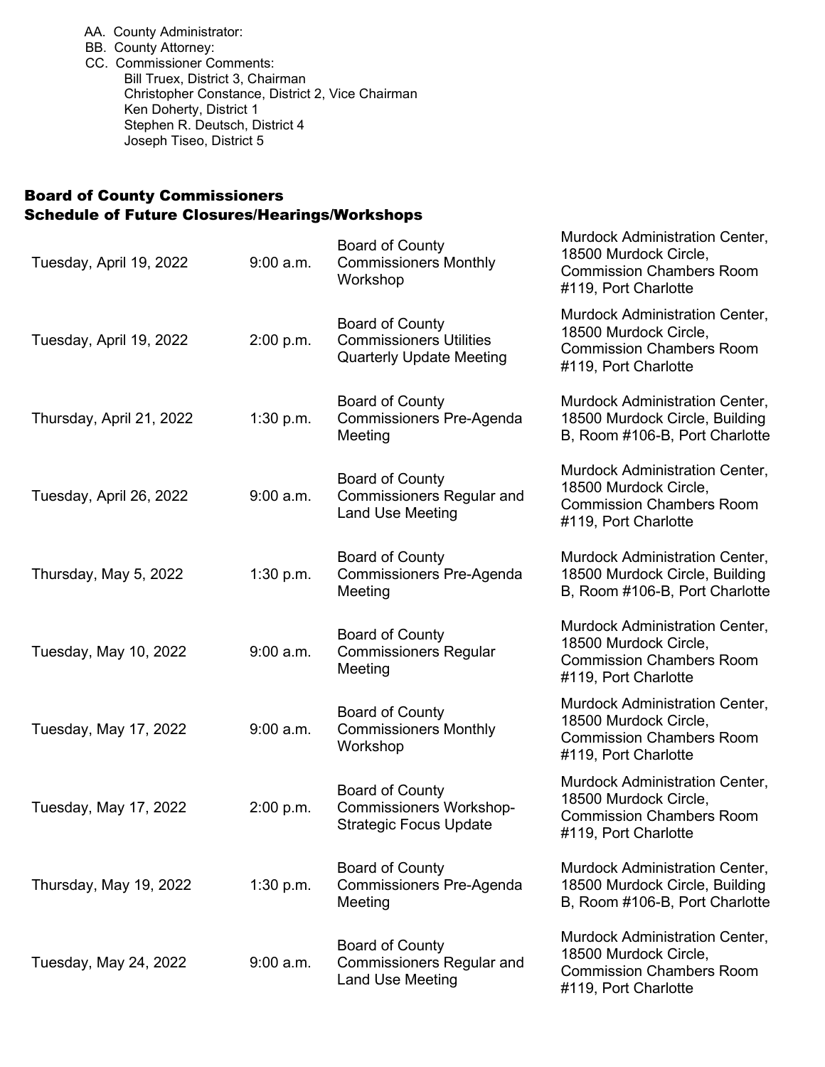AA. County Administrator:

BB. County Attorney:

CC. Commissioner Comments:

Bill Truex, District 3, Chairman
Christopher Constance, District 2, Vice Chairman
Ken Doherty, District 1
Stephen R. Deutsch, District 4
Joseph Tiseo, District 5

## Board of County Commissioners Schedule of Future Closures/Hearings/Workshops

| | | | |
|---|---|---|---|
| Tuesday, April 19, 2022 | 9:00 a.m. | Board of County Commissioners Monthly Workshop | Murdock Administration Center, 18500 Murdock Circle, Commission Chambers Room #119, Port Charlotte |
| Tuesday, April 19, 2022 | 2:00 p.m. | Board of County Commissioners Utilities Quarterly Update Meeting | Murdock Administration Center, 18500 Murdock Circle, Commission Chambers Room #119, Port Charlotte |
| Thursday, April 21, 2022 | 1:30 p.m. | Board of County Commissioners Pre-Agenda Meeting | Murdock Administration Center, 18500 Murdock Circle, Building B, Room #106-B, Port Charlotte |
| Tuesday, April 26, 2022 | 9:00 a.m. | Board of County Commissioners Regular and Land Use Meeting | Murdock Administration Center, 18500 Murdock Circle, Commission Chambers Room #119, Port Charlotte |
| Thursday, May 5, 2022 | 1:30 p.m. | Board of County Commissioners Pre-Agenda Meeting | Murdock Administration Center, 18500 Murdock Circle, Building B, Room #106-B, Port Charlotte |
| Tuesday, May 10, 2022 | 9:00 a.m. | Board of County Commissioners Regular Meeting | Murdock Administration Center, 18500 Murdock Circle, Commission Chambers Room #119, Port Charlotte |
| Tuesday, May 17, 2022 | 9:00 a.m. | Board of County Commissioners Monthly Workshop | Murdock Administration Center, 18500 Murdock Circle, Commission Chambers Room #119, Port Charlotte |
| Tuesday, May 17, 2022 | 2:00 p.m. | Board of County Commissioners Workshop-Strategic Focus Update | Murdock Administration Center, 18500 Murdock Circle, Commission Chambers Room #119, Port Charlotte |
| Thursday, May 19, 2022 | 1:30 p.m. | Board of County Commissioners Pre-Agenda Meeting | Murdock Administration Center, 18500 Murdock Circle, Building B, Room #106-B, Port Charlotte |
| Tuesday, May 24, 2022 | 9:00 a.m. | Board of County Commissioners Regular and Land Use Meeting | Murdock Administration Center, 18500 Murdock Circle, Commission Chambers Room #119, Port Charlotte |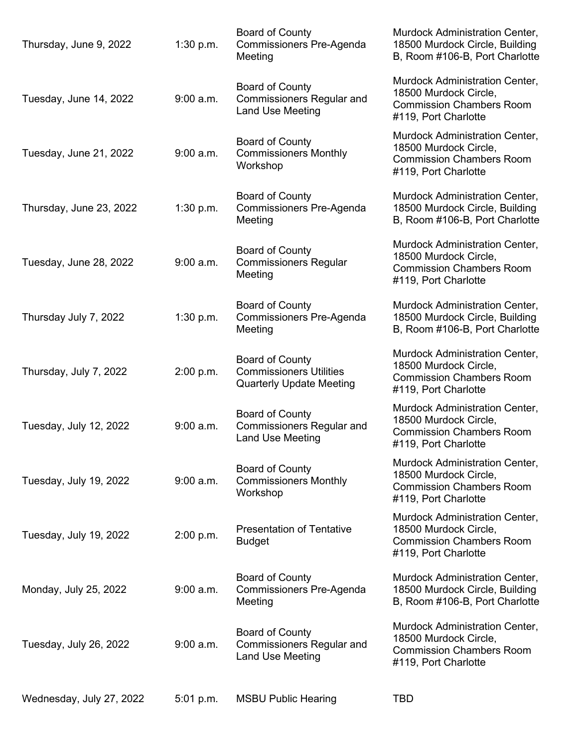| | | | |
|---|---|---|---|
| Thursday, June 9, 2022 | 1:30 p.m. | Board of County Commissioners Pre-Agenda Meeting | Murdock Administration Center, 18500 Murdock Circle, Building B, Room #106-B, Port Charlotte |
| Tuesday, June 14, 2022 | 9:00 a.m. | Board of County Commissioners Regular and Land Use Meeting | Murdock Administration Center, 18500 Murdock Circle, Commission Chambers Room #119, Port Charlotte |
| Tuesday, June 21, 2022 | 9:00 a.m. | Board of County Commissioners Monthly Workshop | Murdock Administration Center, 18500 Murdock Circle, Commission Chambers Room #119, Port Charlotte |
| Thursday, June 23, 2022 | 1:30 p.m. | Board of County Commissioners Pre-Agenda Meeting | Murdock Administration Center, 18500 Murdock Circle, Building B, Room #106-B, Port Charlotte |
| Tuesday, June 28, 2022 | 9:00 a.m. | Board of County Commissioners Regular Meeting | Murdock Administration Center, 18500 Murdock Circle, Commission Chambers Room #119, Port Charlotte |
| Thursday July 7, 2022 | 1:30 p.m. | Board of County Commissioners Pre-Agenda Meeting | Murdock Administration Center, 18500 Murdock Circle, Building B, Room #106-B, Port Charlotte |
| Thursday, July 7, 2022 | 2:00 p.m. | Board of County Commissioners Utilities Quarterly Update Meeting | Murdock Administration Center, 18500 Murdock Circle, Commission Chambers Room #119, Port Charlotte |
| Tuesday, July 12, 2022 | 9:00 a.m. | Board of County Commissioners Regular and Land Use Meeting | Murdock Administration Center, 18500 Murdock Circle, Commission Chambers Room #119, Port Charlotte |
| Tuesday, July 19, 2022 | 9:00 a.m. | Board of County Commissioners Monthly Workshop | Murdock Administration Center, 18500 Murdock Circle, Commission Chambers Room #119, Port Charlotte |
| Tuesday, July 19, 2022 | 2:00 p.m. | Presentation of Tentative Budget | Murdock Administration Center, 18500 Murdock Circle, Commission Chambers Room #119, Port Charlotte |
| Monday, July 25, 2022 | 9:00 a.m. | Board of County Commissioners Pre-Agenda Meeting | Murdock Administration Center, 18500 Murdock Circle, Building B, Room #106-B, Port Charlotte |
| Tuesday, July 26, 2022 | 9:00 a.m. | Board of County Commissioners Regular and Land Use Meeting | Murdock Administration Center, 18500 Murdock Circle, Commission Chambers Room #119, Port Charlotte |
| Wednesday, July 27, 2022 | 5:01 p.m. | MSBU Public Hearing | TBD |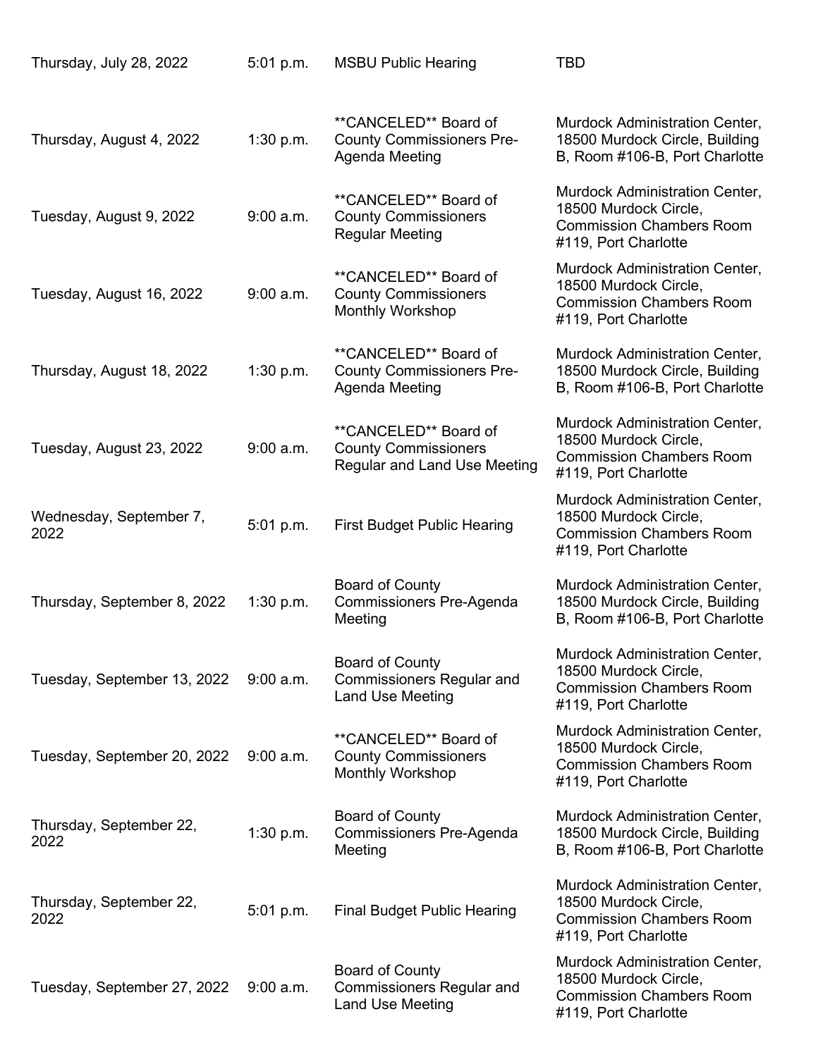| | | | |
|---|---|---|---|
| Thursday, July 28, 2022 | 5:01 p.m. | MSBU Public Hearing | TBD |
| Thursday, August 4, 2022 | 1:30 p.m. | **CANCELED** Board of County Commissioners Pre-Agenda Meeting | Murdock Administration Center, 18500 Murdock Circle, Building B, Room #106-B, Port Charlotte |
| Tuesday, August 9, 2022 | 9:00 a.m. | **CANCELED** Board of County Commissioners Regular Meeting | Murdock Administration Center, 18500 Murdock Circle, Commission Chambers Room #119, Port Charlotte |
| Tuesday, August 16, 2022 | 9:00 a.m. | **CANCELED** Board of County Commissioners Monthly Workshop | Murdock Administration Center, 18500 Murdock Circle, Commission Chambers Room #119, Port Charlotte |
| Thursday, August 18, 2022 | 1:30 p.m. | **CANCELED** Board of County Commissioners Pre-Agenda Meeting | Murdock Administration Center, 18500 Murdock Circle, Building B, Room #106-B, Port Charlotte |
| Tuesday, August 23, 2022 | 9:00 a.m. | **CANCELED** Board of County Commissioners Regular and Land Use Meeting | Murdock Administration Center, 18500 Murdock Circle, Commission Chambers Room #119, Port Charlotte |
| Wednesday, September 7, 2022 | 5:01 p.m. | First Budget Public Hearing | Murdock Administration Center, 18500 Murdock Circle, Commission Chambers Room #119, Port Charlotte |
| Thursday, September 8, 2022 | 1:30 p.m. | Board of County Commissioners Pre-Agenda Meeting | Murdock Administration Center, 18500 Murdock Circle, Building B, Room #106-B, Port Charlotte |
| Tuesday, September 13, 2022 | 9:00 a.m. | Board of County Commissioners Regular and Land Use Meeting | Murdock Administration Center, 18500 Murdock Circle, Commission Chambers Room #119, Port Charlotte |
| Tuesday, September 20, 2022 | 9:00 a.m. | **CANCELED** Board of County Commissioners Monthly Workshop | Murdock Administration Center, 18500 Murdock Circle, Commission Chambers Room #119, Port Charlotte |
| Thursday, September 22, 2022 | 1:30 p.m. | Board of County Commissioners Pre-Agenda Meeting | Murdock Administration Center, 18500 Murdock Circle, Building B, Room #106-B, Port Charlotte |
| Thursday, September 22, 2022 | 5:01 p.m. | Final Budget Public Hearing | Murdock Administration Center, 18500 Murdock Circle, Commission Chambers Room #119, Port Charlotte |
| Tuesday, September 27, 2022 | 9:00 a.m. | Board of County Commissioners Regular and Land Use Meeting | Murdock Administration Center, 18500 Murdock Circle, Commission Chambers Room #119, Port Charlotte |